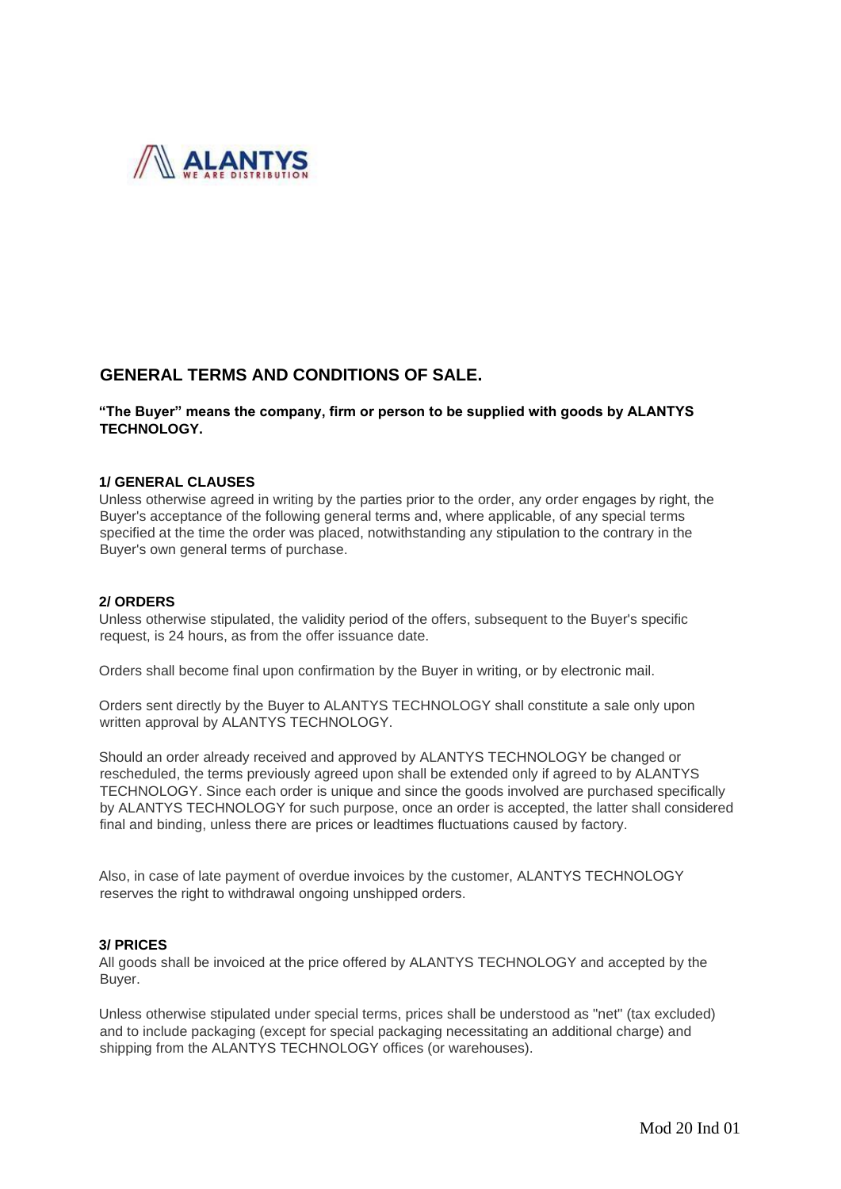ALANTYS
WE ARE DISTRIBUTION

## GENERAL TERMS AND CONDITIONS OF SALE.

**"The Buyer" means the company, firm or person to be supplied with goods by ALANTYS TECHNOLOGY.**

### 1/ GENERAL CLAUSES

Unless otherwise agreed in writing by the parties prior to the order, any order engages by right, the Buyer's acceptance of the following general terms and, where applicable, of any special terms specified at the time the order was placed, notwithstanding any stipulation to the contrary in the Buyer's own general terms of purchase.

### 2/ ORDERS

Unless otherwise stipulated, the validity period of the offers, subsequent to the Buyer's specific request, is 24 hours, as from the offer issuance date.

Orders shall become final upon confirmation by the Buyer in writing, or by electronic mail.

Orders sent directly by the Buyer to ALANTYS TECHNOLOGY shall constitute a sale only upon written approval by ALANTYS TECHNOLOGY.

Should an order already received and approved by ALANTYS TECHNOLOGY be changed or rescheduled, the terms previously agreed upon shall be extended only if agreed to by ALANTYS TECHNOLOGY. Since each order is unique and since the goods involved are purchased specifically by ALANTYS TECHNOLOGY for such purpose, once an order is accepted, the latter shall considered final and binding, unless there are prices or leadtimes fluctuations caused by factory.

Also, in case of late payment of overdue invoices by the customer, ALANTYS TECHNOLOGY reserves the right to withdrawal ongoing unshipped orders.

### 3/ PRICES

All goods shall be invoiced at the price offered by ALANTYS TECHNOLOGY and accepted by the Buyer.

Unless otherwise stipulated under special terms, prices shall be understood as "net" (tax excluded) and to include packaging (except for special packaging necessitating an additional charge) and shipping from the ALANTYS TECHNOLOGY offices (or warehouses).

Mod 20 Ind 01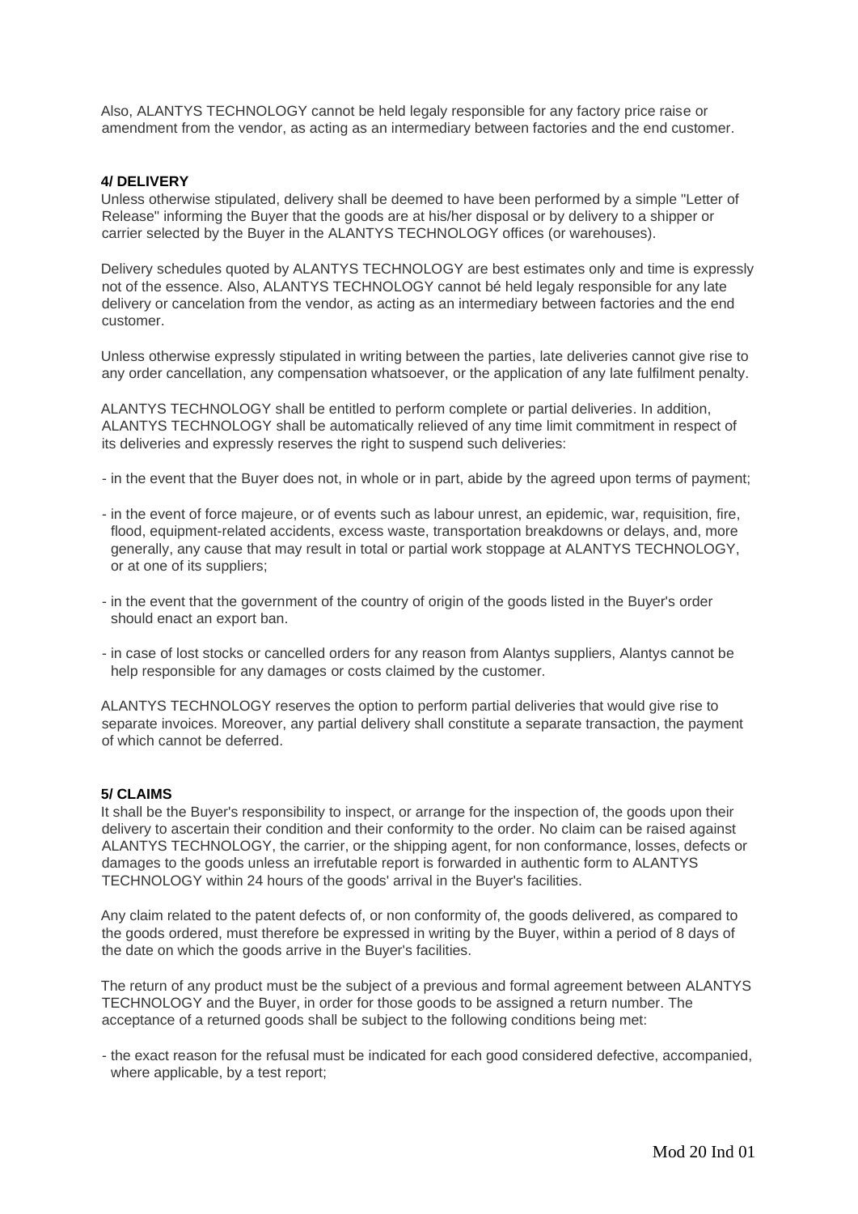Also, ALANTYS TECHNOLOGY cannot be held legaly responsible for any factory price raise or amendment from the vendor, as acting as an intermediary between factories and the end customer.

**4/ DELIVERY**

Unless otherwise stipulated, delivery shall be deemed to have been performed by a simple "Letter of Release" informing the Buyer that the goods are at his/her disposal or by delivery to a shipper or carrier selected by the Buyer in the ALANTYS TECHNOLOGY offices (or warehouses).

Delivery schedules quoted by ALANTYS TECHNOLOGY are best estimates only and time is expressly not of the essence. Also, ALANTYS TECHNOLOGY cannot bé held legaly responsible for any late delivery or cancelation from the vendor, as acting as an intermediary between factories and the end customer.

Unless otherwise expressly stipulated in writing between the parties, late deliveries cannot give rise to any order cancellation, any compensation whatsoever, or the application of any late fulfilment penalty.

ALANTYS TECHNOLOGY shall be entitled to perform complete or partial deliveries. In addition, ALANTYS TECHNOLOGY shall be automatically relieved of any time limit commitment in respect of its deliveries and expressly reserves the right to suspend such deliveries:

- in the event that the Buyer does not, in whole or in part, abide by the agreed upon terms of payment;
- in the event of force majeure, or of events such as labour unrest, an epidemic, war, requisition, fire, flood, equipment-related accidents, excess waste, transportation breakdowns or delays, and, more generally, any cause that may result in total or partial work stoppage at ALANTYS TECHNOLOGY, or at one of its suppliers;
- in the event that the government of the country of origin of the goods listed in the Buyer's order should enact an export ban.
- in case of lost stocks or cancelled orders for any reason from Alantys suppliers, Alantys cannot be help responsible for any damages or costs claimed by the customer.

ALANTYS TECHNOLOGY reserves the option to perform partial deliveries that would give rise to separate invoices. Moreover, any partial delivery shall constitute a separate transaction, the payment of which cannot be deferred.

**5/ CLAIMS**

It shall be the Buyer's responsibility to inspect, or arrange for the inspection of, the goods upon their delivery to ascertain their condition and their conformity to the order. No claim can be raised against ALANTYS TECHNOLOGY, the carrier, or the shipping agent, for non conformance, losses, defects or damages to the goods unless an irrefutable report is forwarded in authentic form to ALANTYS TECHNOLOGY within 24 hours of the goods' arrival in the Buyer's facilities.

Any claim related to the patent defects of, or non conformity of, the goods delivered, as compared to the goods ordered, must therefore be expressed in writing by the Buyer, within a period of 8 days of the date on which the goods arrive in the Buyer's facilities.

The return of any product must be the subject of a previous and formal agreement between ALANTYS TECHNOLOGY and the Buyer, in order for those goods to be assigned a return number. The acceptance of a returned goods shall be subject to the following conditions being met:

- the exact reason for the refusal must be indicated for each good considered defective, accompanied, where applicable, by a test report;

Mod 20 Ind 01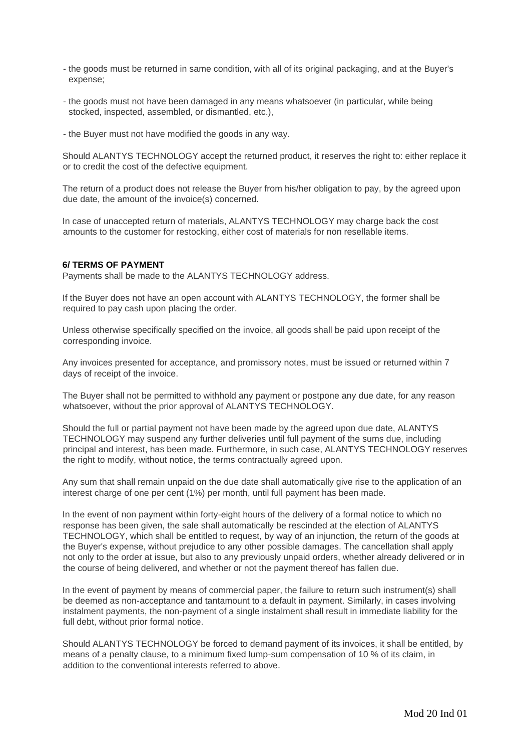- the goods must be returned in same condition, with all of its original packaging, and at the Buyer's expense;

- the goods must not have been damaged in any means whatsoever (in particular, while being stocked, inspected, assembled, or dismantled, etc.),

- the Buyer must not have modified the goods in any way.

Should ALANTYS TECHNOLOGY accept the returned product, it reserves the right to: either replace it or to credit the cost of the defective equipment.

The return of a product does not release the Buyer from his/her obligation to pay, by the agreed upon due date, the amount of the invoice(s) concerned.

In case of unaccepted return of materials, ALANTYS TECHNOLOGY may charge back the cost amounts to the customer for restocking, either cost of materials for non resellable items.

**6/ TERMS OF PAYMENT**

Payments shall be made to the ALANTYS TECHNOLOGY address.

If the Buyer does not have an open account with ALANTYS TECHNOLOGY, the former shall be required to pay cash upon placing the order.

Unless otherwise specifically specified on the invoice, all goods shall be paid upon receipt of the corresponding invoice.

Any invoices presented for acceptance, and promissory notes, must be issued or returned within 7 days of receipt of the invoice.

The Buyer shall not be permitted to withhold any payment or postpone any due date, for any reason whatsoever, without the prior approval of ALANTYS TECHNOLOGY.

Should the full or partial payment not have been made by the agreed upon due date, ALANTYS TECHNOLOGY may suspend any further deliveries until full payment of the sums due, including principal and interest, has been made. Furthermore, in such case, ALANTYS TECHNOLOGY reserves the right to modify, without notice, the terms contractually agreed upon.

Any sum that shall remain unpaid on the due date shall automatically give rise to the application of an interest charge of one per cent (1%) per month, until full payment has been made.

In the event of non payment within forty-eight hours of the delivery of a formal notice to which no response has been given, the sale shall automatically be rescinded at the election of ALANTYS TECHNOLOGY, which shall be entitled to request, by way of an injunction, the return of the goods at the Buyer's expense, without prejudice to any other possible damages. The cancellation shall apply not only to the order at issue, but also to any previously unpaid orders, whether already delivered or in the course of being delivered, and whether or not the payment thereof has fallen due.

In the event of payment by means of commercial paper, the failure to return such instrument(s) shall be deemed as non-acceptance and tantamount to a default in payment. Similarly, in cases involving instalment payments, the non-payment of a single instalment shall result in immediate liability for the full debt, without prior formal notice.

Should ALANTYS TECHNOLOGY be forced to demand payment of its invoices, it shall be entitled, by means of a penalty clause, to a minimum fixed lump-sum compensation of 10 % of its claim, in addition to the conventional interests referred to above.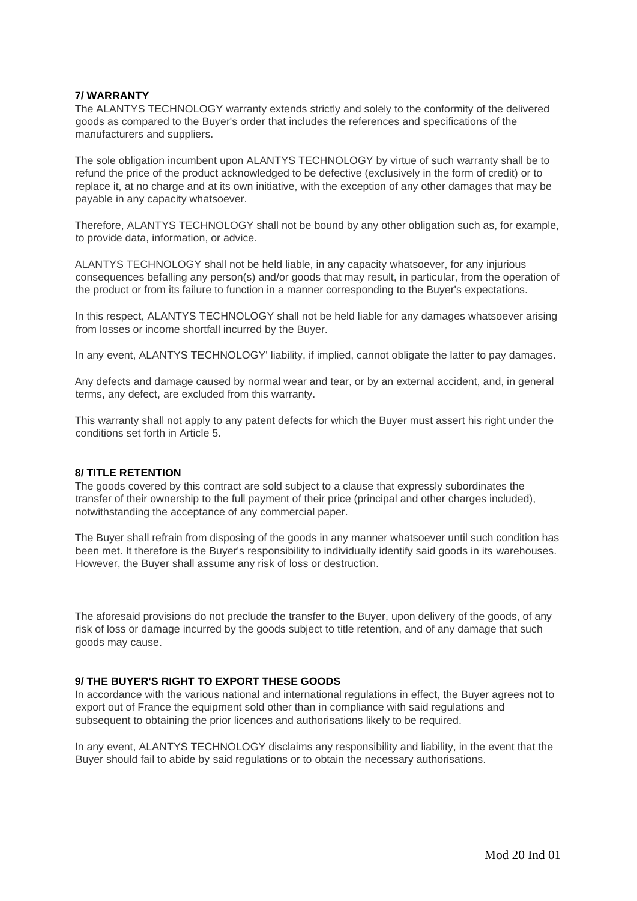### 7/ WARRANTY

The ALANTYS TECHNOLOGY warranty extends strictly and solely to the conformity of the delivered goods as compared to the Buyer's order that includes the references and specifications of the manufacturers and suppliers.

The sole obligation incumbent upon ALANTYS TECHNOLOGY by virtue of such warranty shall be to refund the price of the product acknowledged to be defective (exclusively in the form of credit) or to replace it, at no charge and at its own initiative, with the exception of any other damages that may be payable in any capacity whatsoever.

Therefore, ALANTYS TECHNOLOGY shall not be bound by any other obligation such as, for example, to provide data, information, or advice.

ALANTYS TECHNOLOGY shall not be held liable, in any capacity whatsoever, for any injurious consequences befalling any person(s) and/or goods that may result, in particular, from the operation of the product or from its failure to function in a manner corresponding to the Buyer's expectations.

In this respect, ALANTYS TECHNOLOGY shall not be held liable for any damages whatsoever arising from losses or income shortfall incurred by the Buyer.

In any event, ALANTYS TECHNOLOGY' liability, if implied, cannot obligate the latter to pay damages.

Any defects and damage caused by normal wear and tear, or by an external accident, and, in general terms, any defect, are excluded from this warranty.

This warranty shall not apply to any patent defects for which the Buyer must assert his right under the conditions set forth in Article 5.

### 8/ TITLE RETENTION

The goods covered by this contract are sold subject to a clause that expressly subordinates the transfer of their ownership to the full payment of their price (principal and other charges included), notwithstanding the acceptance of any commercial paper.

The Buyer shall refrain from disposing of the goods in any manner whatsoever until such condition has been met. It therefore is the Buyer's responsibility to individually identify said goods in its warehouses. However, the Buyer shall assume any risk of loss or destruction.

The aforesaid provisions do not preclude the transfer to the Buyer, upon delivery of the goods, of any risk of loss or damage incurred by the goods subject to title retention, and of any damage that such goods may cause.

### 9/ THE BUYER'S RIGHT TO EXPORT THESE GOODS

In accordance with the various national and international regulations in effect, the Buyer agrees not to export out of France the equipment sold other than in compliance with said regulations and subsequent to obtaining the prior licences and authorisations likely to be required.

In any event, ALANTYS TECHNOLOGY disclaims any responsibility and liability, in the event that the Buyer should fail to abide by said regulations or to obtain the necessary authorisations.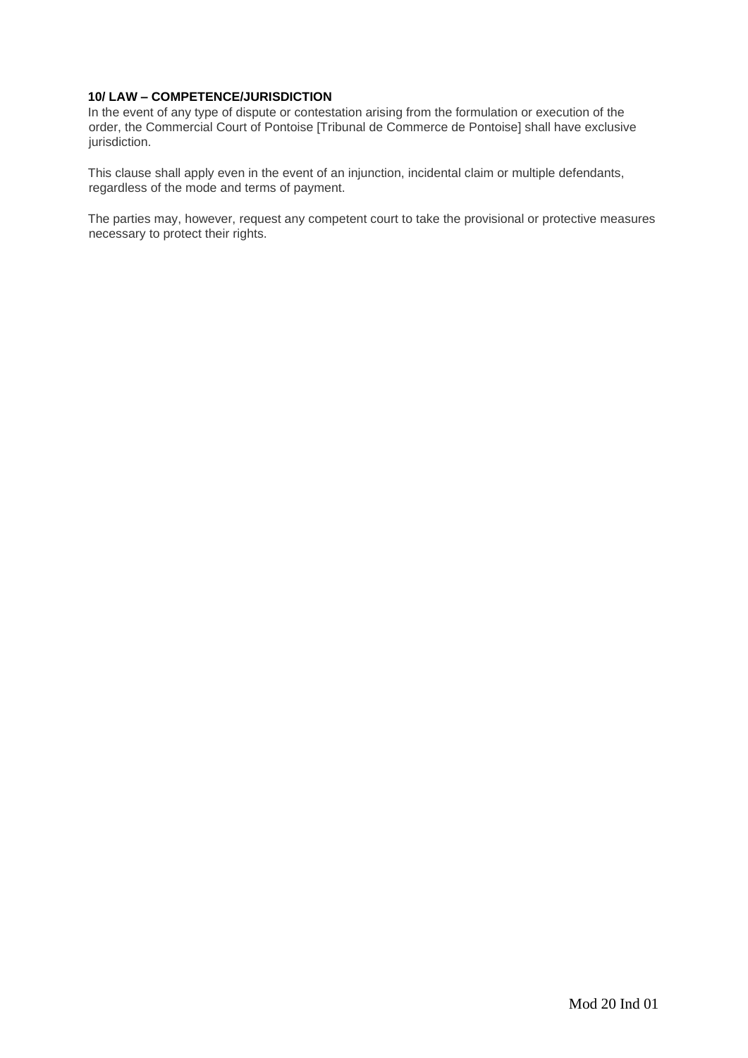**10/ LAW – COMPETENCE/JURISDICTION**

In the event of any type of dispute or contestation arising from the formulation or execution of the order, the Commercial Court of Pontoise [Tribunal de Commerce de Pontoise] shall have exclusive jurisdiction.

This clause shall apply even in the event of an injunction, incidental claim or multiple defendants, regardless of the mode and terms of payment.

The parties may, however, request any competent court to take the provisional or protective measures necessary to protect their rights.